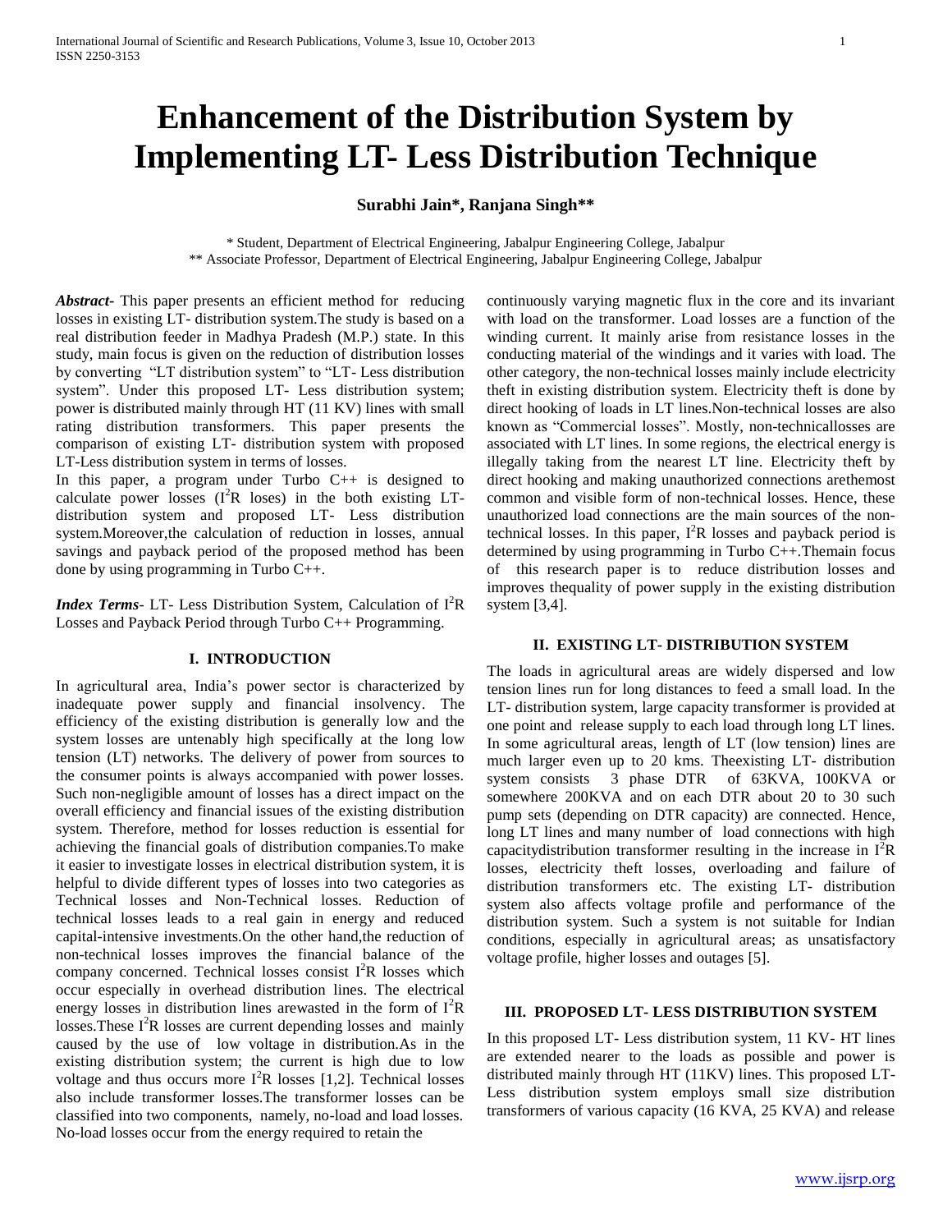# Enhancement of the Distribution System by Implementing LT- Less Distribution Technique

**Surabhi Jain\*, Ranjana Singh\*\***

\* Student, Department of Electrical Engineering, Jabalpur Engineering College, Jabalpur
\*\* Associate Professor, Department of Electrical Engineering, Jabalpur Engineering College, Jabalpur

***Abstract-*** This paper presents an efficient method for reducing losses in existing LT- distribution system.The study is based on a real distribution feeder in Madhya Pradesh (M.P.) state. In this study, main focus is given on the reduction of distribution losses by converting "LT distribution system" to "LT- Less distribution system". Under this proposed LT- Less distribution system; power is distributed mainly through HT (11 KV) lines with small rating distribution transformers. This paper presents the comparison of existing LT- distribution system with proposed LT-Less distribution system in terms of losses.

In this paper, a program under Turbo C++ is designed to calculate power losses ($I^2R$ loses) in the both existing LT- distribution system and proposed LT- Less distribution system.Moreover,the calculation of reduction in losses, annual savings and payback period of the proposed method has been done by using programming in Turbo C++.

***Index Terms*****-** LT- Less Distribution System, Calculation of $I^2R$ Losses and Payback Period through Turbo C++ Programming.

## I. INTRODUCTION

In agricultural area, India's power sector is characterized by inadequate power supply and financial insolvency. The efficiency of the existing distribution is generally low and the system losses are untenably high specifically at the long low tension (LT) networks. The delivery of power from sources to the consumer points is always accompanied with power losses. Such non-negligible amount of losses has a direct impact on the overall efficiency and financial issues of the existing distribution system. Therefore, method for losses reduction is essential for achieving the financial goals of distribution companies.To make it easier to investigate losses in electrical distribution system, it is helpful to divide different types of losses into two categories as Technical losses and Non-Technical losses. Reduction of technical losses leads to a real gain in energy and reduced capital-intensive investments.On the other hand,the reduction of non-technical losses improves the financial balance of the company concerned. Technical losses consist $I^2R$ losses which occur especially in overhead distribution lines. The electrical energy losses in distribution lines arewasted in the form of $I^2R$ losses.These $I^2R$ losses are current depending losses and mainly caused by the use of low voltage in distribution.As in the existing distribution system; the current is high due to low voltage and thus occurs more $I^2R$ losses [1,2]. Technical losses also include transformer losses.The transformer losses can be classified into two components, namely, no-load and load losses. No-load losses occur from the energy required to retain the continuously varying magnetic flux in the core and its invariant with load on the transformer. Load losses are a function of the winding current. It mainly arise from resistance losses in the conducting material of the windings and it varies with load. The other category, the non-technical losses mainly include electricity theft in existing distribution system. Electricity theft is done by direct hooking of loads in LT lines.Non-technical losses are also known as "Commercial losses". Mostly, non-technicallosses are associated with LT lines. In some regions, the electrical energy is illegally taking from the nearest LT line. Electricity theft by direct hooking and making unauthorized connections arethemost common and visible form of non-technical losses. Hence, these unauthorized load connections are the main sources of the non-technical losses. In this paper, $I^2R$ losses and payback period is determined by using programming in Turbo C++.Themain focus of this research paper is to reduce distribution losses and improves thequality of power supply in the existing distribution system [3,4].

## II. EXISTING LT- DISTRIBUTION SYSTEM

The loads in agricultural areas are widely dispersed and low tension lines run for long distances to feed a small load. In the LT- distribution system, large capacity transformer is provided at one point and release supply to each load through long LT lines. In some agricultural areas, length of LT (low tension) lines are much larger even up to 20 kms. Theexisting LT- distribution system consists 3 phase DTR of 63KVA, 100KVA or somewhere 200KVA and on each DTR about 20 to 30 such pump sets (depending on DTR capacity) are connected. Hence, long LT lines and many number of load connections with high capacitydistribution transformer resulting in the increase in $I^2R$ losses, electricity theft losses, overloading and failure of distribution transformers etc. The existing LT- distribution system also affects voltage profile and performance of the distribution system. Such a system is not suitable for Indian conditions, especially in agricultural areas; as unsatisfactory voltage profile, higher losses and outages [5].

## III. PROPOSED LT- LESS DISTRIBUTION SYSTEM

In this proposed LT- Less distribution system, 11 KV- HT lines are extended nearer to the loads as possible and power is distributed mainly through HT (11KV) lines. This proposed LT- Less distribution system employs small size distribution transformers of various capacity (16 KVA, 25 KVA) and release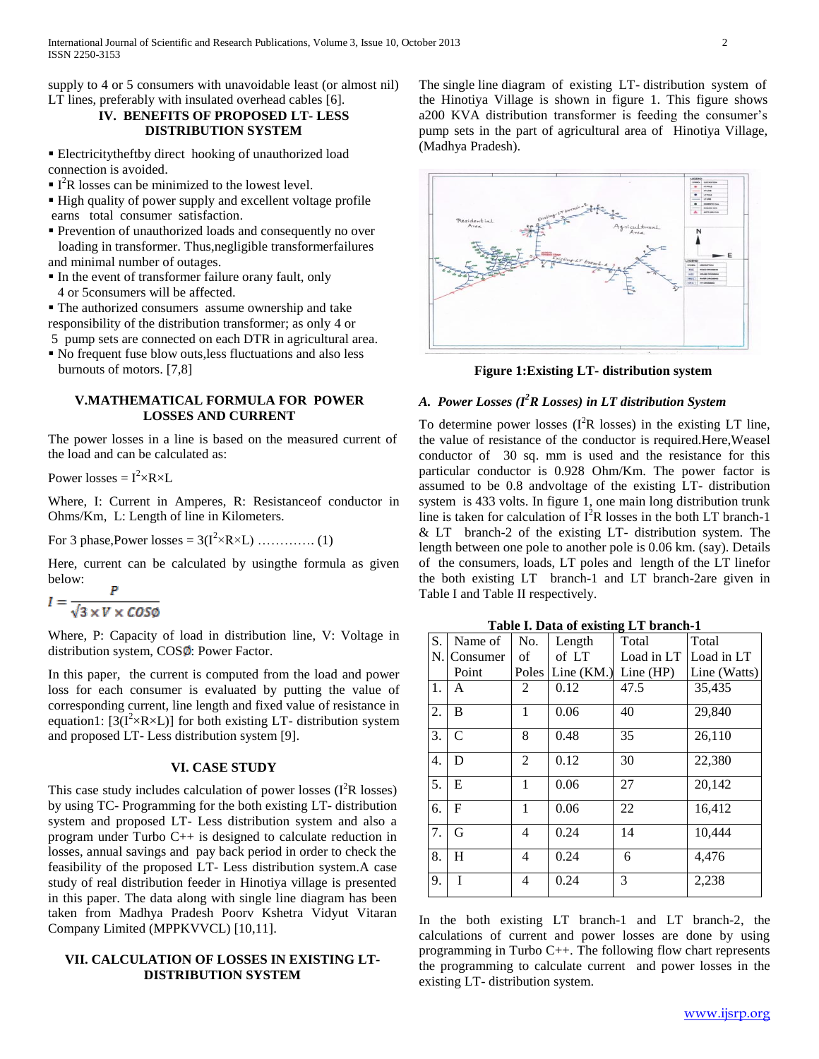supply to 4 or 5 consumers with unavoidable least (or almost nil) LT lines, preferably with insulated overhead cables [6].

## IV. BENEFITS OF PROPOSED LT- LESS DISTRIBUTION SYSTEM

- Electricitytheftby direct hooking of unauthorized load connection is avoided.
- $I^2R$ losses can be minimized to the lowest level.
- High quality of power supply and excellent voltage profile earns total consumer satisfaction.
- Prevention of unauthorized loads and consequently no over loading in transformer. Thus,negligible transformerfailures and minimal number of outages.
- In the event of transformer failure orany fault, only 4 or 5consumers will be affected.
- The authorized consumers assume ownership and take responsibility of the distribution transformer; as only 4 or 5 pump sets are connected on each DTR in agricultural area.
- No frequent fuse blow outs,less fluctuations and also less burnouts of motors. [7,8]

## V.MATHEMATICAL FORMULA FOR POWER LOSSES AND CURRENT

The power losses in a line is based on the measured current of the load and can be calculated as:

Power losses = $I^2 \times R \times L$

Where, I: Current in Amperes, R: Resistanceof conductor in Ohms/Km, L: Length of line in Kilometers.

For 3 phase,Power losses = $3(I^2 \times R \times L)$ …………. (1)

Here, current can be calculated by usingthe formula as given below:

$$I = \frac{P}{\sqrt{3} \times V \times COS\emptyset}$$

Where, P: Capacity of load in distribution line, V: Voltage in distribution system, COS∅: Power Factor.

In this paper, the current is computed from the load and power loss for each consumer is evaluated by putting the value of corresponding current, line length and fixed value of resistance in equation1: $[3(I^2 \times R \times L)]$ for both existing LT- distribution system and proposed LT- Less distribution system [9].

## VI. CASE STUDY

This case study includes calculation of power losses ($I^2R$ losses) by using TC- Programming for the both existing LT- distribution system and proposed LT- Less distribution system and also a program under Turbo C++ is designed to calculate reduction in losses, annual savings and pay back period in order to check the feasibility of the proposed LT- Less distribution system.A case study of real distribution feeder in Hinotiya village is presented in this paper. The data along with single line diagram has been taken from Madhya Pradesh Poorv Kshetra Vidyut Vitaran Company Limited (MPPKVVCL) [10,11].

## VII. CALCULATION OF LOSSES IN EXISTING LT- DISTRIBUTION SYSTEM

The single line diagram of existing LT- distribution system of the Hinotiya Village is shown in figure 1. This figure shows a200 KVA distribution transformer is feeding the consumer's pump sets in the part of agricultural area of Hinotiya Village, (Madhya Pradesh).

**Figure 1:Existing LT- distribution system**

### *A. Power Losses ($I^2R$ Losses) in LT distribution System*

To determine power losses ($I^2R$ losses) in the existing LT line, the value of resistance of the conductor is required.Here,Weasel conductor of 30 sq. mm is used and the resistance for this particular conductor is 0.928 Ohm/Km. The power factor is assumed to be 0.8 andvoltage of the existing LT- distribution system is 433 volts. In figure 1, one main long distribution trunk line is taken for calculation of $I^2R$ losses in the both LT branch-1 & LT branch-2 of the existing LT- distribution system. The length between one pole to another pole is 0.06 km. (say). Details of the consumers, loads, LT poles and length of the LT linefor the both existing LT branch-1 and LT branch-2are given in Table I and Table II respectively.

**Table I. Data of existing LT branch-1**

| S. N. | Name of Consumer Point | No. of Poles | Length of LT Line (KM.) | Total Load in LT Line (HP) | Total Load in LT Line (Watts) |
|---|---|---|---|---|---|
| 1. | A | 2 | 0.12 | 47.5 | 35,435 |
| 2. | B | 1 | 0.06 | 40 | 29,840 |
| 3. | C | 8 | 0.48 | 35 | 26,110 |
| 4. | D | 2 | 0.12 | 30 | 22,380 |
| 5. | E | 1 | 0.06 | 27 | 20,142 |
| 6. | F | 1 | 0.06 | 22 | 16,412 |
| 7. | G | 4 | 0.24 | 14 | 10,444 |
| 8. | H | 4 | 0.24 | 6 | 4,476 |
| 9. | I | 4 | 0.24 | 3 | 2,238 |

In the both existing LT branch-1 and LT branch-2, the calculations of current and power losses are done by using programming in Turbo C++. The following flow chart represents the programming to calculate current and power losses in the existing LT- distribution system.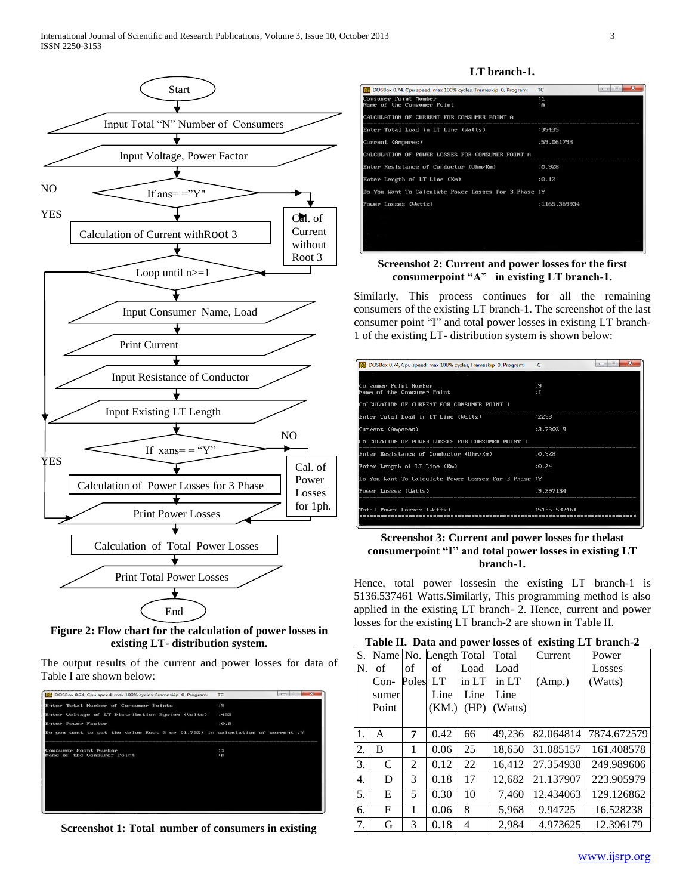**Figure 2: Flow chart for the calculation of power losses in existing LT- distribution system.**

The output results of the current and power losses for data of Table I are shown below:

**Screenshot 1: Total number of consumers in existing LT branch-1.**

**Screenshot 2: Current and power losses for the first consumerpoint "A" in existing LT branch-1.**

Similarly, This process continues for all the remaining consumers of the existing LT branch-1. The screenshot of the last consumer point "I" and total power losses in existing LT branch-1 of the existing LT- distribution system is shown below:

**Screenshot 3: Current and power losses for thelast consumerpoint "I" and total power losses in existing LT branch-1.**

Hence, total power lossesin the existing LT branch-1 is 5136.537461 Watts.Similarly, This programming method is also applied in the existing LT branch- 2. Hence, current and power losses for the existing LT branch-2 are shown in Table II.

**Table II. Data and power losses of existing LT branch-2**

| S. N. | Name of Con-sumer Point | No. of Poles | Length of LT Line (KM.) | Total Load in LT Line (HP) | Total Load in LT Line (Watts) | Current (Amp.) | Power Losses (Watts) |
|---|---|---|---|---|---|---|---|
| 1. | A | 7 | 0.42 | 66 | 49,236 | 82.064814 | 7874.672579 |
| 2. | B | 1 | 0.06 | 25 | 18,650 | 31.085157 | 161.408578 |
| 3. | C | 2 | 0.12 | 22 | 16,412 | 27.354938 | 249.989606 |
| 4. | D | 3 | 0.18 | 17 | 12,682 | 21.137907 | 223.905979 |
| 5. | E | 5 | 0.30 | 10 | 7,460 | 12.434063 | 129.126862 |
| 6. | F | 1 | 0.06 | 8 | 5,968 | 9.94725 | 16.528238 |
| 7. | G | 3 | 0.18 | 4 | 2,984 | 4.973625 | 12.396179 |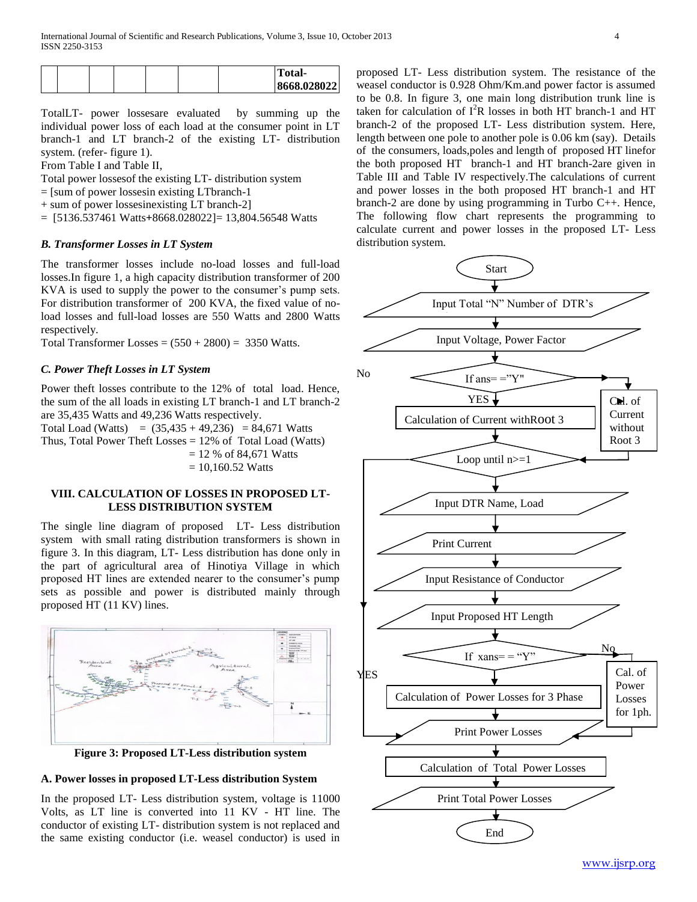|  |  |  |  |  |  |  | Total- 8668.028022 |
|---|---|---|---|---|---|---|---|

TotalLT- power lossesare evaluated by summing up the individual power loss of each load at the consumer point in LT branch-1 and LT branch-2 of the existing LT- distribution system. (refer- figure 1).

From Table I and Table II,

Total power lossesof the existing LT- distribution system

= [sum of power lossesin existing LTbranch-1

+ sum of power lossesinexisting LT branch-2]

= [5136.537461 Watts+8668.028022]= 13,804.56548 Watts

### *B. Transformer Losses in LT System*

The transformer losses include no-load losses and full-load losses.In figure 1, a high capacity distribution transformer of 200 KVA is used to supply the power to the consumer's pump sets. For distribution transformer of 200 KVA, the fixed value of no-load losses and full-load losses are 550 Watts and 2800 Watts respectively.

Total Transformer Losses = (550 + 2800) = 3350 Watts.

### *C. Power Theft Losses in LT System*

Power theft losses contribute to the 12% of total load. Hence, the sum of the all loads in existing LT branch-1 and LT branch-2 are 35,435 Watts and 49,236 Watts respectively.

Total Load (Watts) = (35,435 + 49,236) = 84,671 Watts

Thus, Total Power Theft Losses = 12% of Total Load (Watts)

= 12 % of 84,671 Watts

= 10,160.52 Watts

## VIII. CALCULATION OF LOSSES IN PROPOSED LT-LESS DISTRIBUTION SYSTEM

The single line diagram of proposed LT- Less distribution system with small rating distribution transformers is shown in figure 3. In this diagram, LT- Less distribution has done only in the part of agricultural area of Hinotiya Village in which proposed HT lines are extended nearer to the consumer's pump sets as possible and power is distributed mainly through proposed HT (11 KV) lines.

**Figure 3: Proposed LT-Less distribution system**

### A. Power losses in proposed LT-Less distribution System

In the proposed LT- Less distribution system, voltage is 11000 Volts, as LT line is converted into 11 KV - HT line. The conductor of existing LT- distribution system is not replaced and the same existing conductor (i.e. weasel conductor) is used in proposed LT- Less distribution system. The resistance of the weasel conductor is 0.928 Ohm/Km.and power factor is assumed to be 0.8. In figure 3, one main long distribution trunk line is taken for calculation of $I^2R$ losses in both HT branch-1 and HT branch-2 of the proposed LT- Less distribution system. Here, length between one pole to another pole is 0.06 km (say). Details of the consumers, loads,poles and length of proposed HT linefor the both proposed HT branch-1 and HT branch-2are given in Table III and Table IV respectively.The calculations of current and power losses in the both proposed HT branch-1 and HT branch-2 are done by using programming in Turbo C++. Hence, The following flow chart represents the programming to calculate current and power losses in the proposed LT- Less distribution system.

Start

Input Total "N" Number of DTR's

Input Voltage, Power Factor

If ans= ="Y" — YES: Calculation of Current withRoot 3; No: Cal. of Current without Root 3

Loop until n>=1

Input DTR Name, Load

Print Current

Input Resistance of Conductor

Input Proposed HT Length

If xans= = "Y" — YES: Calculation of Power Losses for 3 Phase; No: Cal. of Power Losses for 1ph.

Print Power Losses

Calculation of Total Power Losses

Print Total Power Losses

End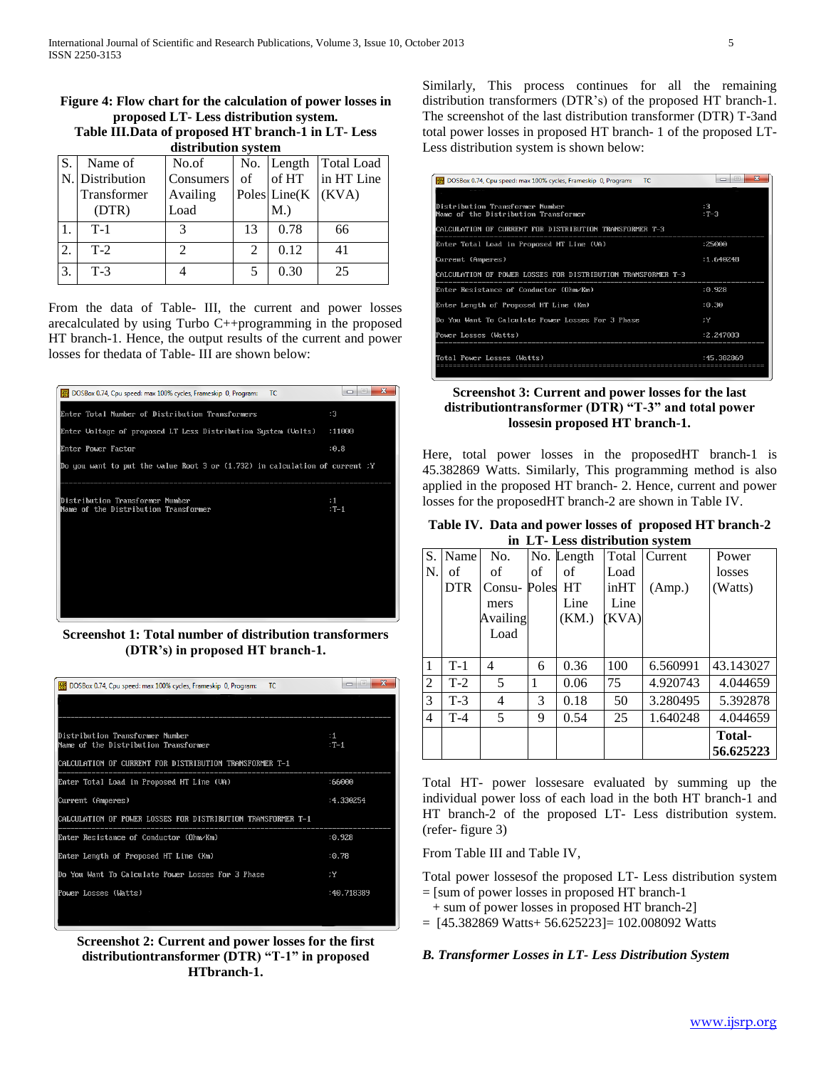**Figure 4: Flow chart for the calculation of power losses in proposed LT- Less distribution system.**

**Table III.Data of proposed HT branch-1 in LT- Less distribution system**

| S. N. | Name of Distribution Transformer (DTR) | No.of Consumers Availing Load | No. of Poles | Length of HT Line(K M.) | Total Load in HT Line (KVA) |
|---|---|---|---|---|---|
| 1. | T-1 | 3 | 13 | 0.78 | 66 |
| 2. | T-2 | 2 | 2 | 0.12 | 41 |
| 3. | T-3 | 4 | 5 | 0.30 | 25 |

From the data of Table- III, the current and power losses arecalculated by using Turbo C++programming in the proposed HT branch-1. Hence, the output results of the current and power losses for thedata of Table- III are shown below:

```
Enter Total Number of Distribution Transformers                    :3
Enter Voltage of proposed LT Less Distribution System (Volts)      :11000
Enter Power Factor                                                 :0.8
Do you want to put the value Root 3 or (1.732) in calculation of current :Y

Distribution Transformer Number                                    :1
Name of the Distribution Transformer                               :T-1
```

**Screenshot 1: Total number of distribution transformers (DTR's) in proposed HT branch-1.**

```
Distribution Transformer Number                      :1
Name of the Distribution Transformer                 :T-1
CALCULATION OF CURRENT FOR DISTRIBUTION TRANSFORMER T-1
Enter Total Load in Proposed HT Line (VA)            :66000
Current (Amperes)                                    :4.330254
CALCULATION OF POWER LOSSES FOR DISTRIBUTION TRANSFORMER T-1
Enter Resistance of Conductor (Ohm/Km)               :0.928
Enter Length of Proposed HT Line (Km)                :0.78
Do You Want To Calculate Power Losses For 3 Phase    :Y
Power Losses (Watts)                                 :40.718389
```

**Screenshot 2: Current and power losses for the first distributiontransformer (DTR) "T-1" in proposed HTbranch-1.**

Similarly, This process continues for all the remaining distribution transformers (DTR's) of the proposed HT branch-1. The screenshot of the last distribution transformer (DTR) T-3and total power losses in proposed HT branch- 1 of the proposed LT- Less distribution system is shown below:

```
Distribution Transformer Number                      :3
Name of the Distribution Transformer                 :T-3
CALCULATION OF CURRENT FOR DISTRIBUTION TRANSFORMER T-3
Enter Total Load in Proposed HT Line (VA)            :25000
Current (Amperes)                                    :1.640248
CALCULATION OF POWER LOSSES FOR DISTRIBUTION TRANSFORMER T-3
Enter Resistance of Conductor (Ohm/Km)               :0.928
Enter Length of Proposed HT Line (Km)                :0.30
Do You Want To Calculate Power Losses For 3 Phase    :Y
Power Losses (Watts)                                 :2.247033

Total Power Losses (Watts)                           :45.382869
```

**Screenshot 3: Current and power losses for the last distributiontransformer (DTR) "T-3" and total power lossesin proposed HT branch-1.**

Here, total power losses in the proposedHT branch-1 is 45.382869 Watts. Similarly, This programming method is also applied in the proposed HT branch- 2. Hence, current and power losses for the proposedHT branch-2 are shown in Table IV.

**Table IV. Data and power losses of proposed HT branch-2 in LT- Less distribution system**

| S. N. | Name of DTR | No. of Consumers Availing Load | No. of Poles | Length of HT Line (KM.) | Total Load inHT Line (KVA) | Current (Amp.) | Power losses (Watts) |
|---|---|---|---|---|---|---|---|
| 1 | T-1 | 4 | 6 | 0.36 | 100 | 6.560991 | 43.143027 |
| 2 | T-2 | 5 | 1 | 0.06 | 75 | 4.920743 | 4.044659 |
| 3 | T-3 | 4 | 3 | 0.18 | 50 | 3.280495 | 5.392878 |
| 4 | T-4 | 5 | 9 | 0.54 | 25 | 1.640248 | 4.044659 |
| | | | | | | | **Total- 56.625223** |

Total HT- power lossesare evaluated by summing up the individual power loss of each load in the both HT branch-1 and HT branch-2 of the proposed LT- Less distribution system. (refer- figure 3)

From Table III and Table IV,

Total power lossesof the proposed LT- Less distribution system
= [sum of power losses in proposed HT branch-1
+ sum of power losses in proposed HT branch-2]
= [45.382869 Watts+ 56.625223]= 102.008092 Watts

### *B. Transformer Losses in LT- Less Distribution System*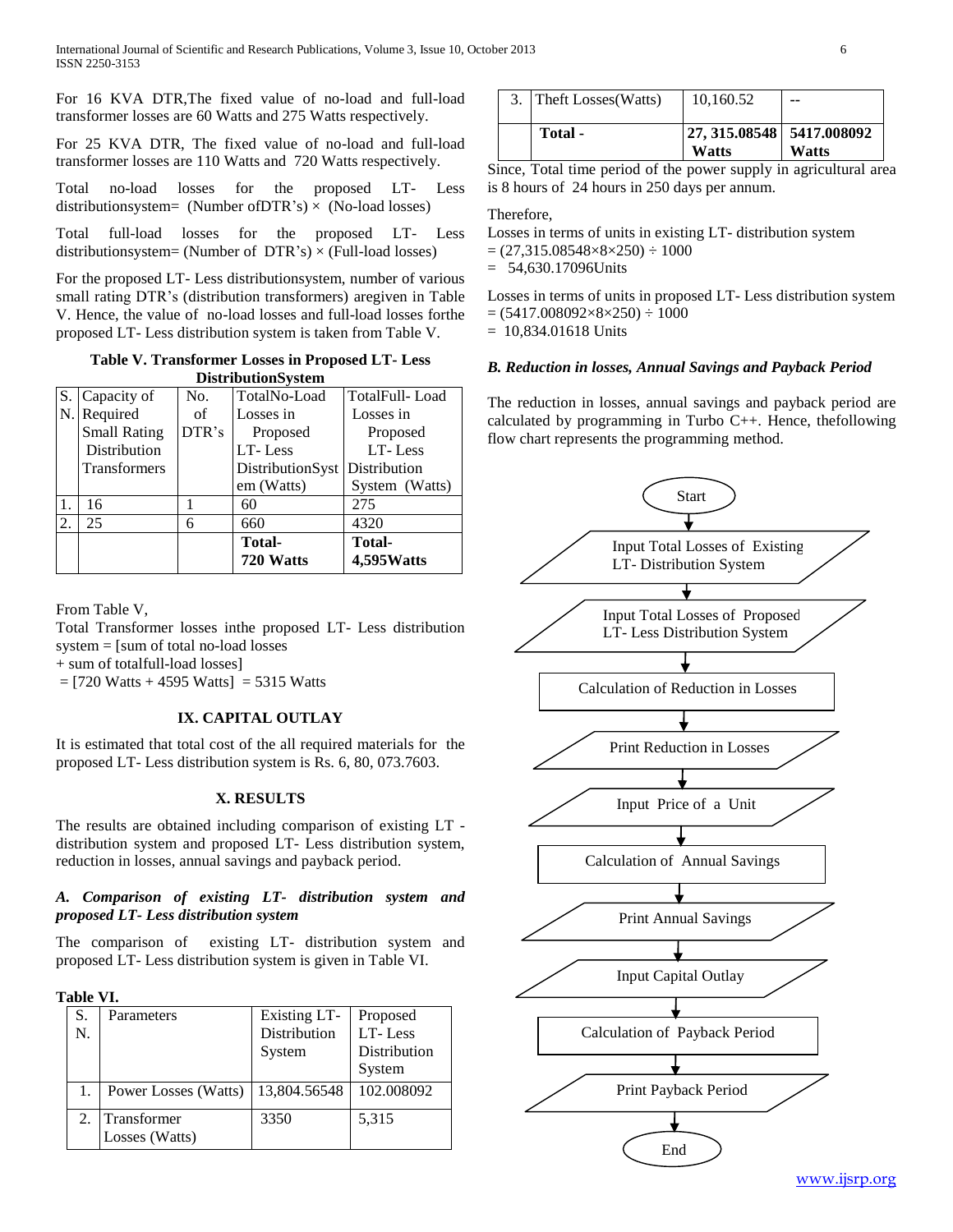For 16 KVA DTR,The fixed value of no-load and full-load transformer losses are 60 Watts and 275 Watts respectively.

For 25 KVA DTR, The fixed value of no-load and full-load transformer losses are 110 Watts and 720 Watts respectively.

Total no-load losses for the proposed LT- Less distributionsystem= (Number ofDTR's) × (No-load losses)

Total full-load losses for the proposed LT- Less distributionsystem= (Number of DTR's) × (Full-load losses)

For the proposed LT- Less distributionsystem, number of various small rating DTR's (distribution transformers) aregiven in Table V. Hence, the value of no-load losses and full-load losses forthe proposed LT- Less distribution system is taken from Table V.

**Table V. Transformer Losses in Proposed LT- Less DistributionSystem**

| S. N. | Capacity of Required Small Rating Distribution Transformers | No. of DTR's | TotalNo-Load Losses in Proposed LT- Less DistributionSystem (Watts) | TotalFull- Load Losses in Proposed LT- Less Distribution System (Watts) |
|---|---|---|---|---|
| 1. | 16 | 1 | 60 | 275 |
| 2. | 25 | 6 | 660 | 4320 |
| | | | **Total- 720 Watts** | **Total- 4,595Watts** |

From Table V,

Total Transformer losses inthe proposed LT- Less distribution system = [sum of total no-load losses + sum of totalfull-load losses]

= [720 Watts + 4595 Watts] = 5315 Watts

## IX. CAPITAL OUTLAY

It is estimated that total cost of the all required materials for the proposed LT- Less distribution system is Rs. 6, 80, 073.7603.

## X. RESULTS

The results are obtained including comparison of existing LT - distribution system and proposed LT- Less distribution system, reduction in losses, annual savings and payback period.

### *A. Comparison of existing LT- distribution system and proposed LT- Less distribution system*

The comparison of existing LT- distribution system and proposed LT- Less distribution system is given in Table VI.

**Table VI.**

| S. N. | Parameters | Existing LT- Distribution System | Proposed LT- Less Distribution System |
|---|---|---|---|
| 1. | Power Losses (Watts) | 13,804.56548 | 102.008092 |
| 2. | Transformer Losses (Watts) | 3350 | 5,315 |
| 3. | Theft Losses(Watts) | 10,160.52 | -- |
| | **Total -** | **27, 315.08548 Watts** | **5417.008092 Watts** |

Since, Total time period of the power supply in agricultural area is 8 hours of 24 hours in 250 days per annum.

Therefore,

Losses in terms of units in existing LT- distribution system
= (27,315.08548×8×250) ÷ 1000
= 54,630.17096Units

Losses in terms of units in proposed LT- Less distribution system
= (5417.008092×8×250) ÷ 1000
= 10,834.01618 Units

### *B. Reduction in losses, Annual Savings and Payback Period*

The reduction in losses, annual savings and payback period are calculated by programming in Turbo C++. Hence, thefollowing flow chart represents the programming method.

Start → Input Total Losses of Existing LT- Distribution System → Input Total Losses of Proposed LT- Less Distribution System → Calculation of Reduction in Losses → Print Reduction in Losses → Input Price of a Unit → Calculation of Annual Savings → Print Annual Savings → Input Capital Outlay → Calculation of Payback Period → Print Payback Period → End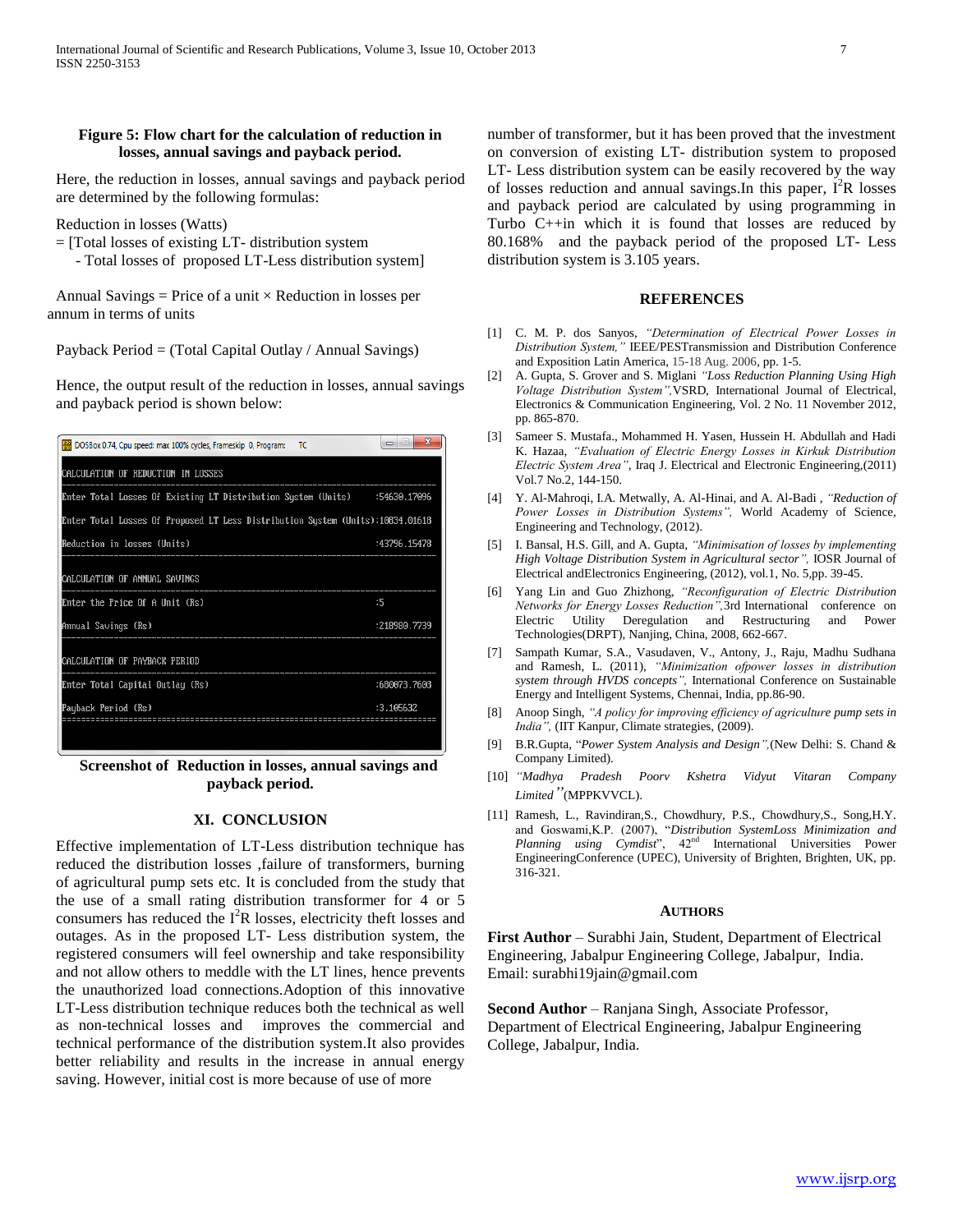**Figure 5: Flow chart for the calculation of reduction in losses, annual savings and payback period.**

Here, the reduction in losses, annual savings and payback period are determined by the following formulas:

Reduction in losses (Watts)
= [Total losses of existing LT- distribution system
- Total losses of proposed LT-Less distribution system]

Annual Savings = Price of a unit × Reduction in losses per annum in terms of units

Payback Period = (Total Capital Outlay / Annual Savings)

Hence, the output result of the reduction in losses, annual savings and payback period is shown below:

```
DOSBox 0.74, Cpu speed: max 100% cycles, Frameskip 0, Program: TC

CALCULATION OF REDUCTION IN LOSSES
------------------------------------------------------------------------
Enter Total Losses Of Existing LT Distribution System (Units)    :54630.17096
Enter Total Losses Of Proposed LT Less Distribution System (Units):10834.01618
Reduction in losses (Units)                                      :43796.15478

CALCULATION OF ANNUAL SAVINGS
------------------------------------------------------------------------
Enter the Price Of A Unit (Rs)                                   :5
Annual Savings (Rs)                                              :218980.7739

CALCULATION OF PAYBACK PERIOD
------------------------------------------------------------------------
Enter Total Capital Outlay (Rs)                                  :680073.7603
Payback Period (Rs)                                              :3.105632
========================================================================
```

**Screenshot of Reduction in losses, annual savings and payback period.**

## XI. CONCLUSION

Effective implementation of LT-Less distribution technique has reduced the distribution losses ,failure of transformers, burning of agricultural pump sets etc. It is concluded from the study that the use of a small rating distribution transformer for 4 or 5 consumers has reduced the $I^2R$ losses, electricity theft losses and outages. As in the proposed LT- Less distribution system, the registered consumers will feel ownership and take responsibility and not allow others to meddle with the LT lines, hence prevents the unauthorized load connections.Adoption of this innovative LT-Less distribution technique reduces both the technical as well as non-technical losses and improves the commercial and technical performance of the distribution system.It also provides better reliability and results in the increase in annual energy saving. However, initial cost is more because of use of more number of transformer, but it has been proved that the investment on conversion of existing LT- distribution system to proposed LT- Less distribution system can be easily recovered by the way of losses reduction and annual savings.In this paper, $I^2R$ losses and payback period are calculated by using programming in Turbo C++in which it is found that losses are reduced by 80.168% and the payback period of the proposed LT- Less distribution system is 3.105 years.

## REFERENCES

[1] C. M. P. dos Sanyos, *"Determination of Electrical Power Losses in Distribution System,"* IEEE/PESTransmission and Distribution Conference and Exposition Latin America, 15-18 Aug. 2006, pp. 1-5.

[2] A. Gupta, S. Grover and S. Miglani *"Loss Reduction Planning Using High Voltage Distribution System"*,VSRD, International Journal of Electrical, Electronics & Communication Engineering, Vol. 2 No. 11 November 2012, pp. 865-870.

[3] Sameer S. Mustafa., Mohammed H. Yasen, Hussein H. Abdullah and Hadi K. Hazaa, *"Evaluation of Electric Energy Losses in Kirkuk Distribution Electric System Area"*, Iraq J. Electrical and Electronic Engineering,(2011) Vol.7 No.2, 144-150.

[4] Y. Al-Mahroqi, I.A. Metwally, A. Al-Hinai, and A. Al-Badi , *"Reduction of Power Losses in Distribution Systems"*, World Academy of Science, Engineering and Technology, (2012).

[5] I. Bansal, H.S. Gill, and A. Gupta, *"Minimisation of losses by implementing High Voltage Distribution System in Agricultural sector"*, IOSR Journal of Electrical andElectronics Engineering, (2012), vol.1, No. 5,pp. 39-45.

[6] Yang Lin and Guo Zhizhong, *"Reconfiguration of Electric Distribution Networks for Energy Losses Reduction"*,3rd International conference on Electric Utility Deregulation and Restructuring and Power Technologies(DRPT), Nanjing, China, 2008, 662-667.

[7] Sampath Kumar, S.A., Vasudaven, V., Antony, J., Raju, Madhu Sudhana and Ramesh, L. (2011), *"Minimization ofpower losses in distribution system through HVDS concepts"*, International Conference on Sustainable Energy and Intelligent Systems, Chennai, India, pp.86-90.

[8] Anoop Singh, *"A policy for improving efficiency of agriculture pump sets in India"*, (IIT Kanpur, Climate strategies, (2009).

[9] B.R.Gupta, "*Power System Analysis and Design*",(New Delhi: S. Chand & Company Limited).

[10] *"Madhya Pradesh Poorv Kshetra Vidyut Vitaran Company Limited"*(MPPKVVCL).

[11] Ramesh, L., Ravindiran,S., Chowdhury, P.S., Chowdhury,S., Song,H.Y. and Goswami,K.P. (2007), "*Distribution SystemLoss Minimization and Planning using Cymdist*", 42nd International Universities Power EngineeringConference (UPEC), University of Brighten, Brighten, UK, pp. 316-321.

### AUTHORS

**First Author** – Surabhi Jain, Student, Department of Electrical Engineering, Jabalpur Engineering College, Jabalpur, India. Email: surabhi19jain@gmail.com

**Second Author** – Ranjana Singh, Associate Professor, Department of Electrical Engineering, Jabalpur Engineering College, Jabalpur, India.